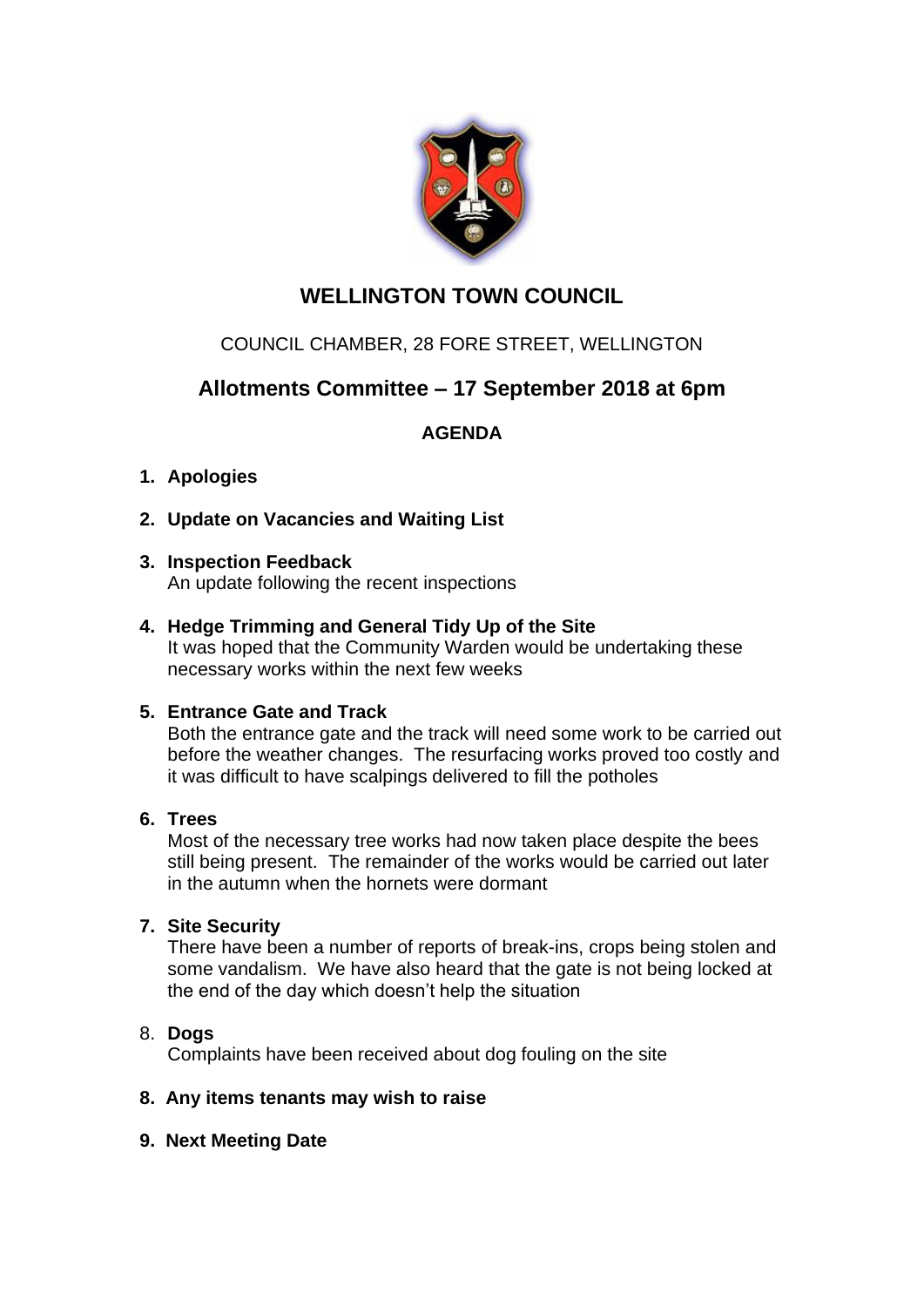# WELLINGTON TOWN COUNCIL

COUNCIL CHAMBER, 28 FORE STREET, WELLINGTON

## Allotments Committee – 17 September 2018 at 6pm

### AGENDA

1. **Apologies**

2. **Update on Vacancies and Waiting List**

3. **Inspection Feedback**
   An update following the recent inspections

4. **Hedge Trimming and General Tidy Up of the Site**
   It was hoped that the Community Warden would be undertaking these necessary works within the next few weeks

5. **Entrance Gate and Track**
   Both the entrance gate and the track will need some work to be carried out before the weather changes. The resurfacing works proved too costly and it was difficult to have scalpings delivered to fill the potholes

6. **Trees**
   Most of the necessary tree works had now taken place despite the bees still being present. The remainder of the works would be carried out later in the autumn when the hornets were dormant

7. **Site Security**
   There have been a number of reports of break-ins, crops being stolen and some vandalism. We have also heard that the gate is not being locked at the end of the day which doesn't help the situation

8\. **Dogs**
   Complaints have been received about dog fouling on the site

8\. **Any items tenants may wish to raise**

9\. **Next Meeting Date**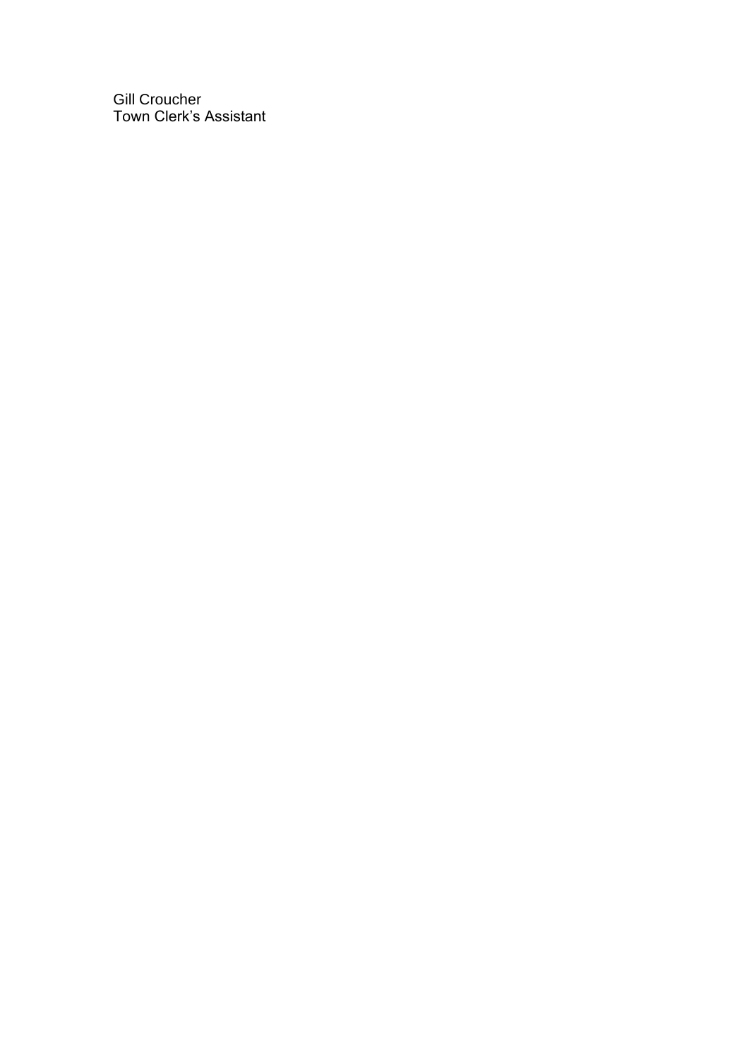Gill Croucher
Town Clerk's Assistant